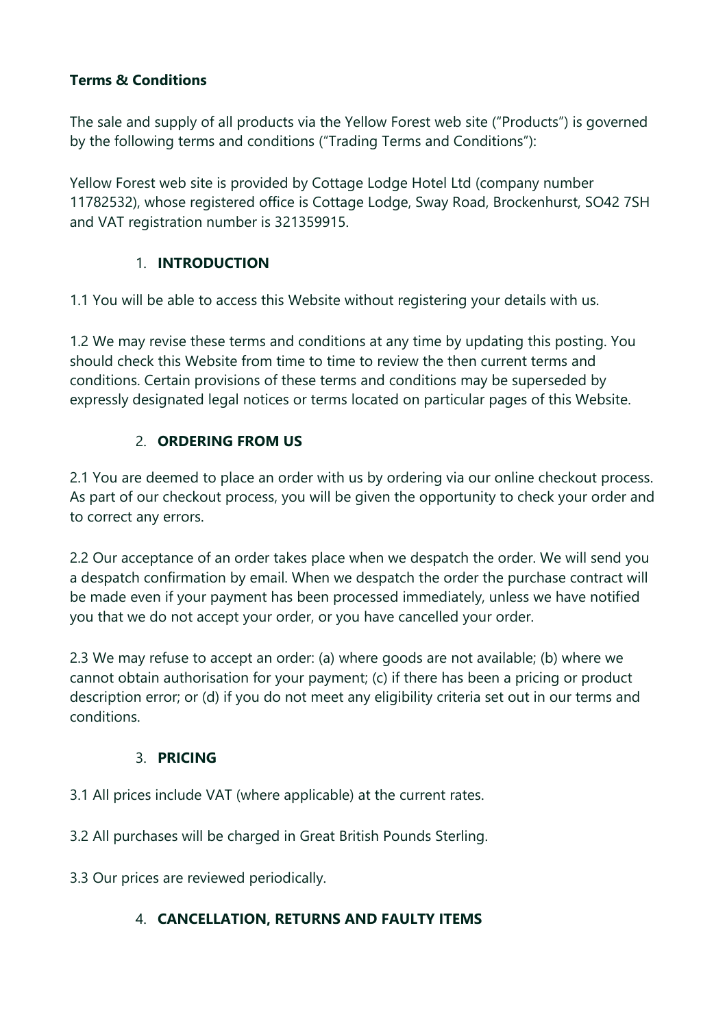**Terms & Conditions**

The sale and supply of all products via the Yellow Forest web site ("Products") is governed by the following terms and conditions ("Trading Terms and Conditions"):

Yellow Forest web site is provided by Cottage Lodge Hotel Ltd (company number 11782532), whose registered office is Cottage Lodge, Sway Road, Brockenhurst, SO42 7SH and VAT registration number is 321359915.

1. **INTRODUCTION**

1.1 You will be able to access this Website without registering your details with us.

1.2 We may revise these terms and conditions at any time by updating this posting. You should check this Website from time to time to review the then current terms and conditions. Certain provisions of these terms and conditions may be superseded by expressly designated legal notices or terms located on particular pages of this Website.

2. **ORDERING FROM US**

2.1 You are deemed to place an order with us by ordering via our online checkout process. As part of our checkout process, you will be given the opportunity to check your order and to correct any errors.

2.2 Our acceptance of an order takes place when we despatch the order. We will send you a despatch confirmation by email. When we despatch the order the purchase contract will be made even if your payment has been processed immediately, unless we have notified you that we do not accept your order, or you have cancelled your order.

2.3 We may refuse to accept an order: (a) where goods are not available; (b) where we cannot obtain authorisation for your payment; (c) if there has been a pricing or product description error; or (d) if you do not meet any eligibility criteria set out in our terms and conditions.

3. **PRICING**

3.1 All prices include VAT (where applicable) at the current rates.

3.2 All purchases will be charged in Great British Pounds Sterling.

3.3 Our prices are reviewed periodically.

4. **CANCELLATION, RETURNS AND FAULTY ITEMS**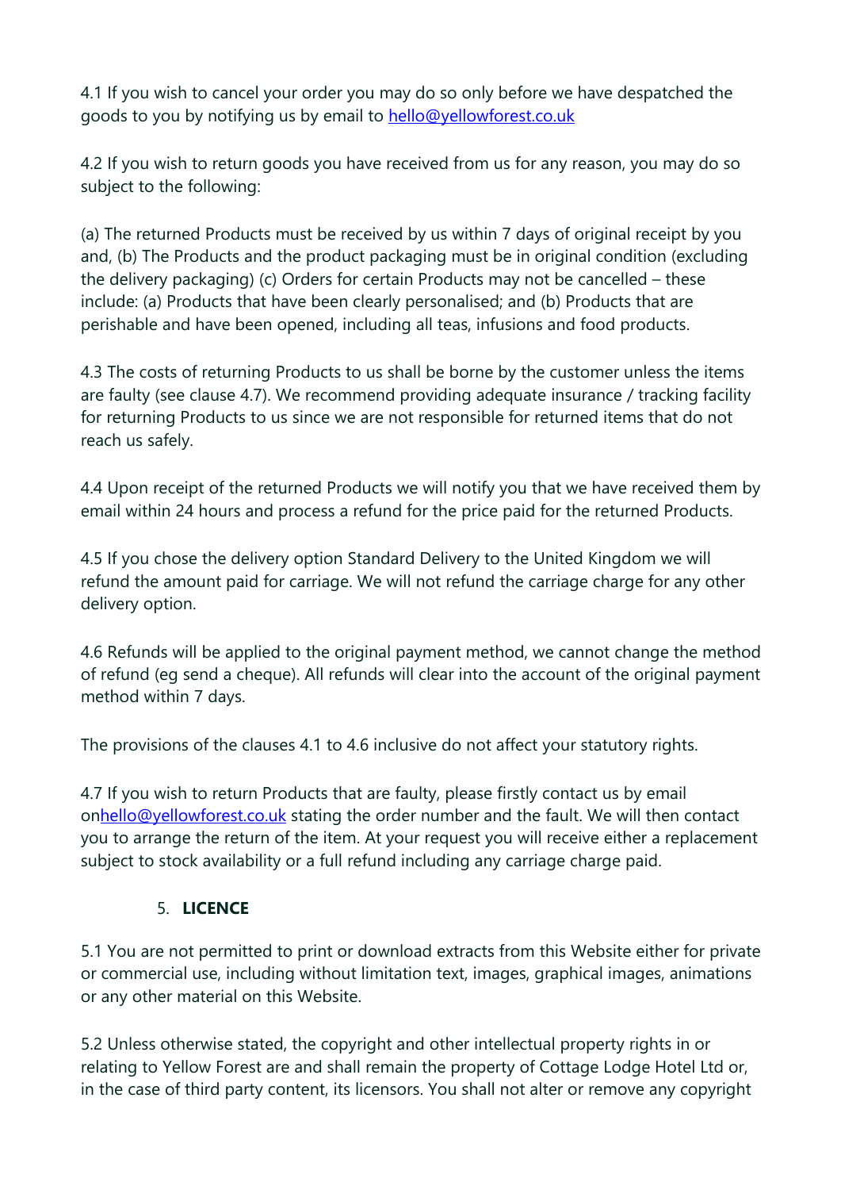4.1 If you wish to cancel your order you may do so only before we have despatched the goods to you by notifying us by email to hello@yellowforest.co.uk

4.2 If you wish to return goods you have received from us for any reason, you may do so subject to the following:

(a) The returned Products must be received by us within 7 days of original receipt by you and, (b) The Products and the product packaging must be in original condition (excluding the delivery packaging) (c) Orders for certain Products may not be cancelled – these include: (a) Products that have been clearly personalised; and (b) Products that are perishable and have been opened, including all teas, infusions and food products.

4.3 The costs of returning Products to us shall be borne by the customer unless the items are faulty (see clause 4.7). We recommend providing adequate insurance / tracking facility for returning Products to us since we are not responsible for returned items that do not reach us safely.

4.4 Upon receipt of the returned Products we will notify you that we have received them by email within 24 hours and process a refund for the price paid for the returned Products.

4.5 If you chose the delivery option Standard Delivery to the United Kingdom we will refund the amount paid for carriage. We will not refund the carriage charge for any other delivery option.

4.6 Refunds will be applied to the original payment method, we cannot change the method of refund (eg send a cheque). All refunds will clear into the account of the original payment method within 7 days.

The provisions of the clauses 4.1 to 4.6 inclusive do not affect your statutory rights.

4.7 If you wish to return Products that are faulty, please firstly contact us by email onhello@yellowforest.co.uk stating the order number and the fault. We will then contact you to arrange the return of the item. At your request you will receive either a replacement subject to stock availability or a full refund including any carriage charge paid.

5. **LICENCE**

5.1 You are not permitted to print or download extracts from this Website either for private or commercial use, including without limitation text, images, graphical images, animations or any other material on this Website.

5.2 Unless otherwise stated, the copyright and other intellectual property rights in or relating to Yellow Forest are and shall remain the property of Cottage Lodge Hotel Ltd or, in the case of third party content, its licensors. You shall not alter or remove any copyright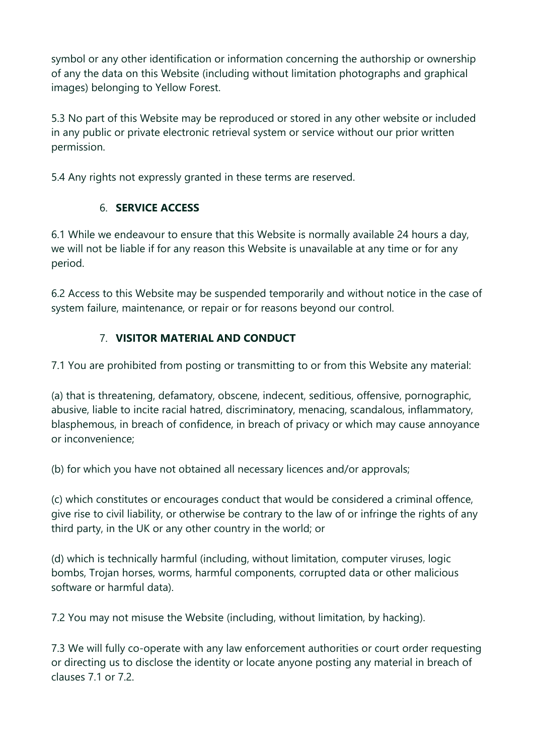symbol or any other identification or information concerning the authorship or ownership of any the data on this Website (including without limitation photographs and graphical images) belonging to Yellow Forest.

5.3 No part of this Website may be reproduced or stored in any other website or included in any public or private electronic retrieval system or service without our prior written permission.

5.4 Any rights not expressly granted in these terms are reserved.

## 6. SERVICE ACCESS

6.1 While we endeavour to ensure that this Website is normally available 24 hours a day, we will not be liable if for any reason this Website is unavailable at any time or for any period.

6.2 Access to this Website may be suspended temporarily and without notice in the case of system failure, maintenance, or repair or for reasons beyond our control.

## 7. VISITOR MATERIAL AND CONDUCT

7.1 You are prohibited from posting or transmitting to or from this Website any material:

(a) that is threatening, defamatory, obscene, indecent, seditious, offensive, pornographic, abusive, liable to incite racial hatred, discriminatory, menacing, scandalous, inflammatory, blasphemous, in breach of confidence, in breach of privacy or which may cause annoyance or inconvenience;

(b) for which you have not obtained all necessary licences and/or approvals;

(c) which constitutes or encourages conduct that would be considered a criminal offence, give rise to civil liability, or otherwise be contrary to the law of or infringe the rights of any third party, in the UK or any other country in the world; or

(d) which is technically harmful (including, without limitation, computer viruses, logic bombs, Trojan horses, worms, harmful components, corrupted data or other malicious software or harmful data).

7.2 You may not misuse the Website (including, without limitation, by hacking).

7.3 We will fully co-operate with any law enforcement authorities or court order requesting or directing us to disclose the identity or locate anyone posting any material in breach of clauses 7.1 or 7.2.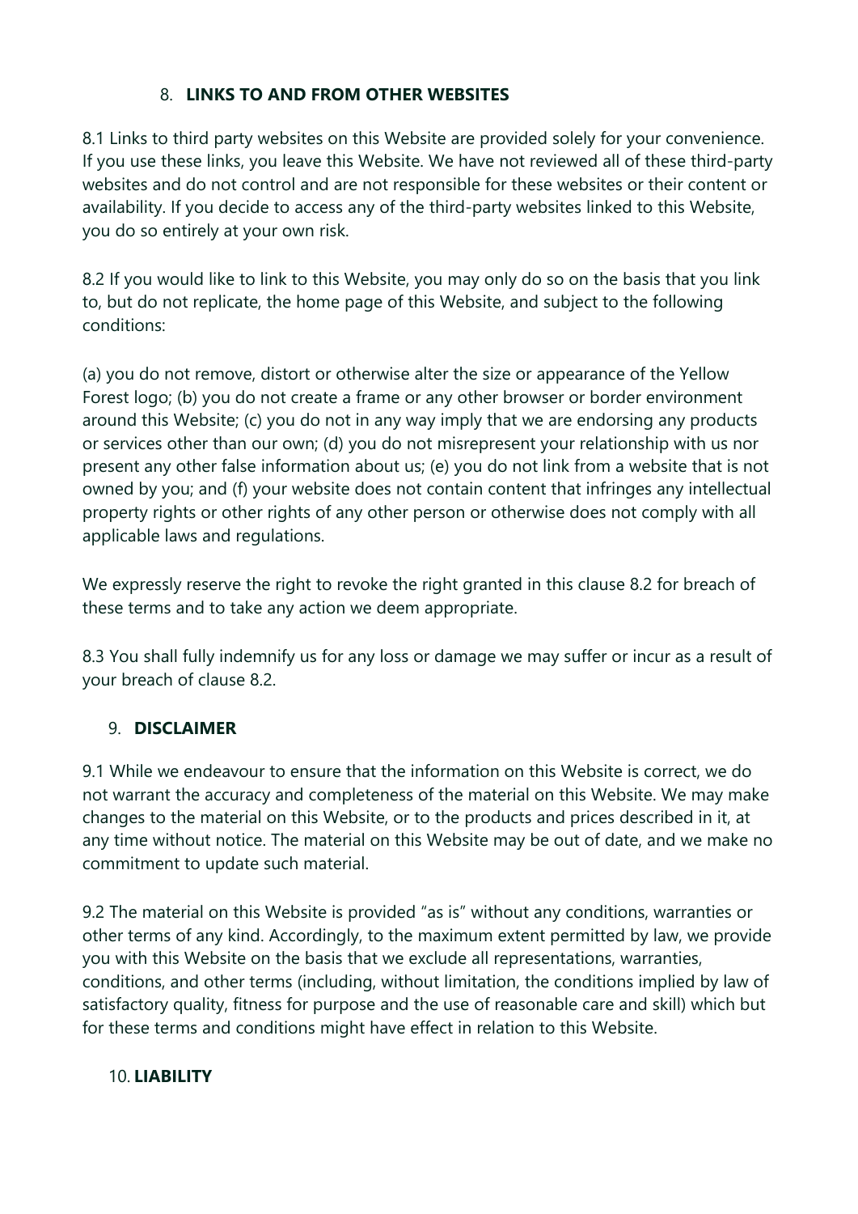## 8. **LINKS TO AND FROM OTHER WEBSITES**

8.1 Links to third party websites on this Website are provided solely for your convenience. If you use these links, you leave this Website. We have not reviewed all of these third-party websites and do not control and are not responsible for these websites or their content or availability. If you decide to access any of the third-party websites linked to this Website, you do so entirely at your own risk.

8.2 If you would like to link to this Website, you may only do so on the basis that you link to, but do not replicate, the home page of this Website, and subject to the following conditions:

(a) you do not remove, distort or otherwise alter the size or appearance of the Yellow Forest logo; (b) you do not create a frame or any other browser or border environment around this Website; (c) you do not in any way imply that we are endorsing any products or services other than our own; (d) you do not misrepresent your relationship with us nor present any other false information about us; (e) you do not link from a website that is not owned by you; and (f) your website does not contain content that infringes any intellectual property rights or other rights of any other person or otherwise does not comply with all applicable laws and regulations.

We expressly reserve the right to revoke the right granted in this clause 8.2 for breach of these terms and to take any action we deem appropriate.

8.3 You shall fully indemnify us for any loss or damage we may suffer or incur as a result of your breach of clause 8.2.

## 9. **DISCLAIMER**

9.1 While we endeavour to ensure that the information on this Website is correct, we do not warrant the accuracy and completeness of the material on this Website. We may make changes to the material on this Website, or to the products and prices described in it, at any time without notice. The material on this Website may be out of date, and we make no commitment to update such material.

9.2 The material on this Website is provided "as is" without any conditions, warranties or other terms of any kind. Accordingly, to the maximum extent permitted by law, we provide you with this Website on the basis that we exclude all representations, warranties, conditions, and other terms (including, without limitation, the conditions implied by law of satisfactory quality, fitness for purpose and the use of reasonable care and skill) which but for these terms and conditions might have effect in relation to this Website.

## 10. **LIABILITY**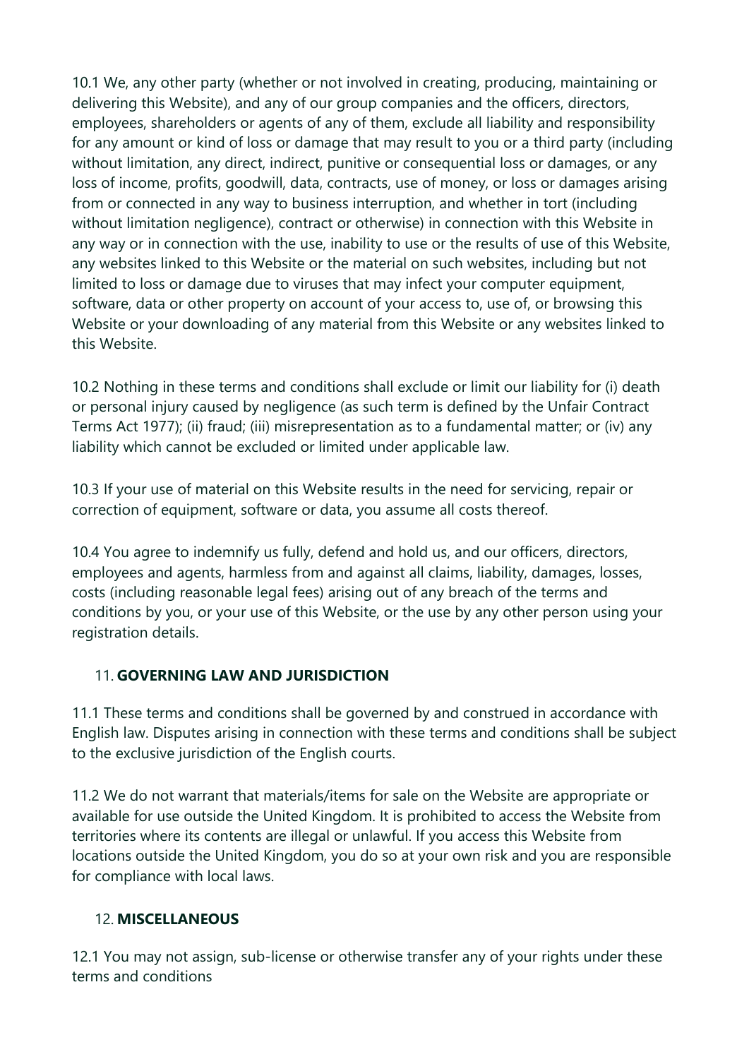10.1 We, any other party (whether or not involved in creating, producing, maintaining or delivering this Website), and any of our group companies and the officers, directors, employees, shareholders or agents of any of them, exclude all liability and responsibility for any amount or kind of loss or damage that may result to you or a third party (including without limitation, any direct, indirect, punitive or consequential loss or damages, or any loss of income, profits, goodwill, data, contracts, use of money, or loss or damages arising from or connected in any way to business interruption, and whether in tort (including without limitation negligence), contract or otherwise) in connection with this Website in any way or in connection with the use, inability to use or the results of use of this Website, any websites linked to this Website or the material on such websites, including but not limited to loss or damage due to viruses that may infect your computer equipment, software, data or other property on account of your access to, use of, or browsing this Website or your downloading of any material from this Website or any websites linked to this Website.

10.2 Nothing in these terms and conditions shall exclude or limit our liability for (i) death or personal injury caused by negligence (as such term is defined by the Unfair Contract Terms Act 1977); (ii) fraud; (iii) misrepresentation as to a fundamental matter; or (iv) any liability which cannot be excluded or limited under applicable law.

10.3 If your use of material on this Website results in the need for servicing, repair or correction of equipment, software or data, you assume all costs thereof.

10.4 You agree to indemnify us fully, defend and hold us, and our officers, directors, employees and agents, harmless from and against all claims, liability, damages, losses, costs (including reasonable legal fees) arising out of any breach of the terms and conditions by you, or your use of this Website, or the use by any other person using your registration details.

## 11. GOVERNING LAW AND JURISDICTION

11.1 These terms and conditions shall be governed by and construed in accordance with English law. Disputes arising in connection with these terms and conditions shall be subject to the exclusive jurisdiction of the English courts.

11.2 We do not warrant that materials/items for sale on the Website are appropriate or available for use outside the United Kingdom. It is prohibited to access the Website from territories where its contents are illegal or unlawful. If you access this Website from locations outside the United Kingdom, you do so at your own risk and you are responsible for compliance with local laws.

## 12. MISCELLANEOUS

12.1 You may not assign, sub-license or otherwise transfer any of your rights under these terms and conditions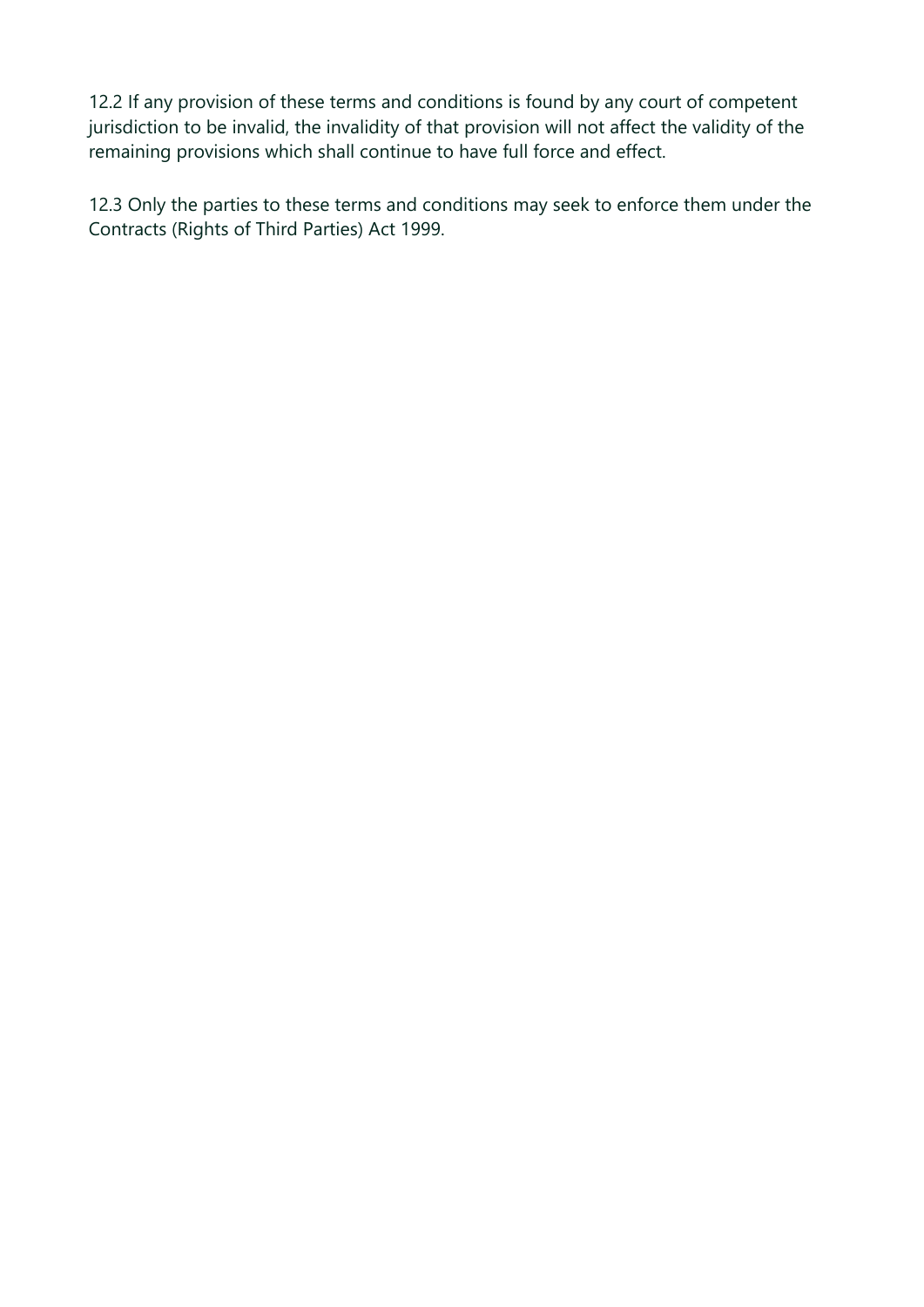12.2 If any provision of these terms and conditions is found by any court of competent jurisdiction to be invalid, the invalidity of that provision will not affect the validity of the remaining provisions which shall continue to have full force and effect.

12.3 Only the parties to these terms and conditions may seek to enforce them under the Contracts (Rights of Third Parties) Act 1999.